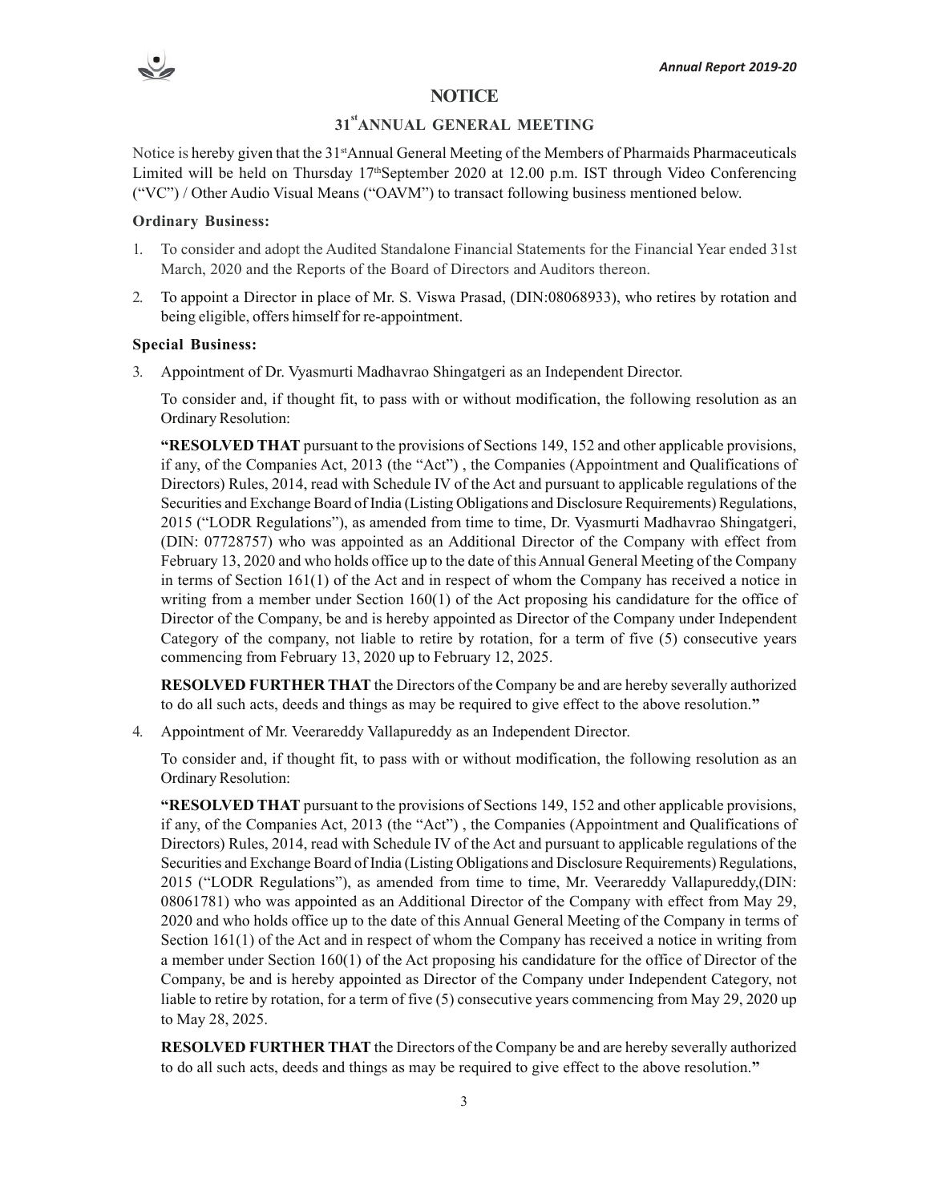# NOTICE

## 31st ANNUAL GENERAL MEETING

Notice is hereby given that the 31st Annual General Meeting of the Members of Pharmaids Pharmaceuticals Limited will be held on Thursday 17th September 2020 at 12.00 p.m. IST through Video Conferencing ("VC") / Other Audio Visual Means ("OAVM") to transact following business mentioned below.

**Ordinary Business:**

1. To consider and adopt the Audited Standalone Financial Statements for the Financial Year ended 31st March, 2020 and the Reports of the Board of Directors and Auditors thereon.
2. To appoint a Director in place of Mr. S. Viswa Prasad, (DIN:08068933), who retires by rotation and being eligible, offers himself for re-appointment.

**Special Business:**

3. Appointment of Dr. Vyasmurti Madhavrao Shingatgeri as an Independent Director.

   To consider and, if thought fit, to pass with or without modification, the following resolution as an Ordinary Resolution:

   **"RESOLVED THAT** pursuant to the provisions of Sections 149, 152 and other applicable provisions, if any, of the Companies Act, 2013 (the "Act") , the Companies (Appointment and Qualifications of Directors) Rules, 2014, read with Schedule IV of the Act and pursuant to applicable regulations of the Securities and Exchange Board of India (Listing Obligations and Disclosure Requirements) Regulations, 2015 ("LODR Regulations"), as amended from time to time, Dr. Vyasmurti Madhavrao Shingatgeri, (DIN: 07728757) who was appointed as an Additional Director of the Company with effect from February 13, 2020 and who holds office up to the date of this Annual General Meeting of the Company in terms of Section 161(1) of the Act and in respect of whom the Company has received a notice in writing from a member under Section 160(1) of the Act proposing his candidature for the office of Director of the Company, be and is hereby appointed as Director of the Company under Independent Category of the company, not liable to retire by rotation, for a term of five (5) consecutive years commencing from February 13, 2020 up to February 12, 2025.

   **RESOLVED FURTHER THAT** the Directors of the Company be and are hereby severally authorized to do all such acts, deeds and things as may be required to give effect to the above resolution.**"**

4. Appointment of Mr. Veerareddy Vallapureddy as an Independent Director.

   To consider and, if thought fit, to pass with or without modification, the following resolution as an Ordinary Resolution:

   **"RESOLVED THAT** pursuant to the provisions of Sections 149, 152 and other applicable provisions, if any, of the Companies Act, 2013 (the "Act") , the Companies (Appointment and Qualifications of Directors) Rules, 2014, read with Schedule IV of the Act and pursuant to applicable regulations of the Securities and Exchange Board of India (Listing Obligations and Disclosure Requirements) Regulations, 2015 ("LODR Regulations"), as amended from time to time, Mr. Veerareddy Vallapureddy,(DIN: 08061781) who was appointed as an Additional Director of the Company with effect from May 29, 2020 and who holds office up to the date of this Annual General Meeting of the Company in terms of Section 161(1) of the Act and in respect of whom the Company has received a notice in writing from a member under Section 160(1) of the Act proposing his candidature for the office of Director of the Company, be and is hereby appointed as Director of the Company under Independent Category, not liable to retire by rotation, for a term of five (5) consecutive years commencing from May 29, 2020 up to May 28, 2025.

   **RESOLVED FURTHER THAT** the Directors of the Company be and are hereby severally authorized to do all such acts, deeds and things as may be required to give effect to the above resolution.**"**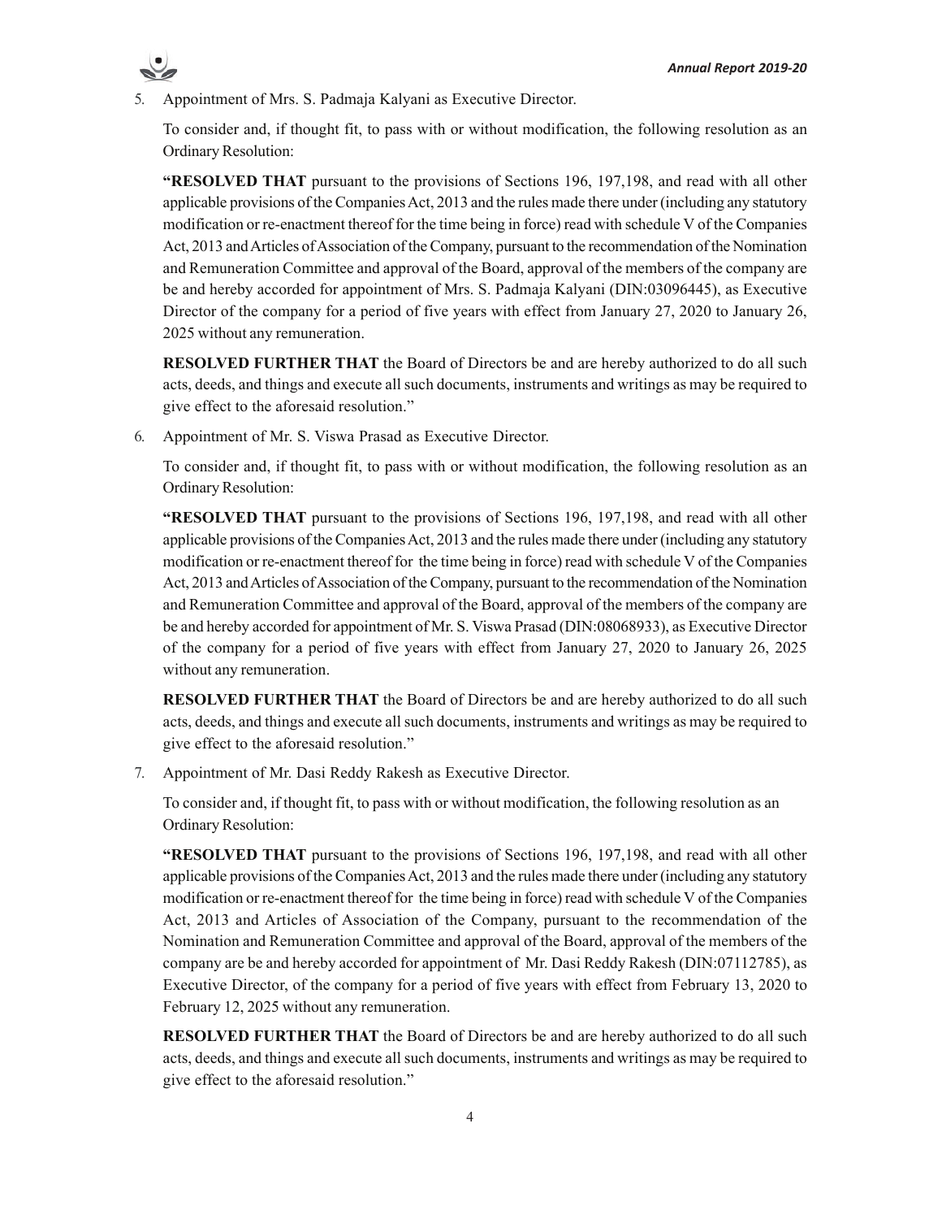5. Appointment of Mrs. S. Padmaja Kalyani as Executive Director.

   To consider and, if thought fit, to pass with or without modification, the following resolution as an Ordinary Resolution:

   **"RESOLVED THAT** pursuant to the provisions of Sections 196, 197,198, and read with all other applicable provisions of the Companies Act, 2013 and the rules made there under (including any statutory modification or re-enactment thereof for the time being in force) read with schedule V of the Companies Act, 2013 and Articles of Association of the Company, pursuant to the recommendation of the Nomination and Remuneration Committee and approval of the Board, approval of the members of the company are be and hereby accorded for appointment of Mrs. S. Padmaja Kalyani (DIN:03096445), as Executive Director of the company for a period of five years with effect from January 27, 2020 to January 26, 2025 without any remuneration.

   **RESOLVED FURTHER THAT** the Board of Directors be and are hereby authorized to do all such acts, deeds, and things and execute all such documents, instruments and writings as may be required to give effect to the aforesaid resolution."

6. Appointment of Mr. S. Viswa Prasad as Executive Director.

   To consider and, if thought fit, to pass with or without modification, the following resolution as an Ordinary Resolution:

   **"RESOLVED THAT** pursuant to the provisions of Sections 196, 197,198, and read with all other applicable provisions of the Companies Act, 2013 and the rules made there under (including any statutory modification or re-enactment thereof for the time being in force) read with schedule V of the Companies Act, 2013 and Articles of Association of the Company, pursuant to the recommendation of the Nomination and Remuneration Committee and approval of the Board, approval of the members of the company are be and hereby accorded for appointment of Mr. S. Viswa Prasad (DIN:08068933), as Executive Director of the company for a period of five years with effect from January 27, 2020 to January 26, 2025 without any remuneration.

   **RESOLVED FURTHER THAT** the Board of Directors be and are hereby authorized to do all such acts, deeds, and things and execute all such documents, instruments and writings as may be required to give effect to the aforesaid resolution."

7. Appointment of Mr. Dasi Reddy Rakesh as Executive Director.

   To consider and, if thought fit, to pass with or without modification, the following resolution as an Ordinary Resolution:

   **"RESOLVED THAT** pursuant to the provisions of Sections 196, 197,198, and read with all other applicable provisions of the Companies Act, 2013 and the rules made there under (including any statutory modification or re-enactment thereof for the time being in force) read with schedule V of the Companies Act, 2013 and Articles of Association of the Company, pursuant to the recommendation of the Nomination and Remuneration Committee and approval of the Board, approval of the members of the company are be and hereby accorded for appointment of Mr. Dasi Reddy Rakesh (DIN:07112785), as Executive Director, of the company for a period of five years with effect from February 13, 2020 to February 12, 2025 without any remuneration.

   **RESOLVED FURTHER THAT** the Board of Directors be and are hereby authorized to do all such acts, deeds, and things and execute all such documents, instruments and writings as may be required to give effect to the aforesaid resolution."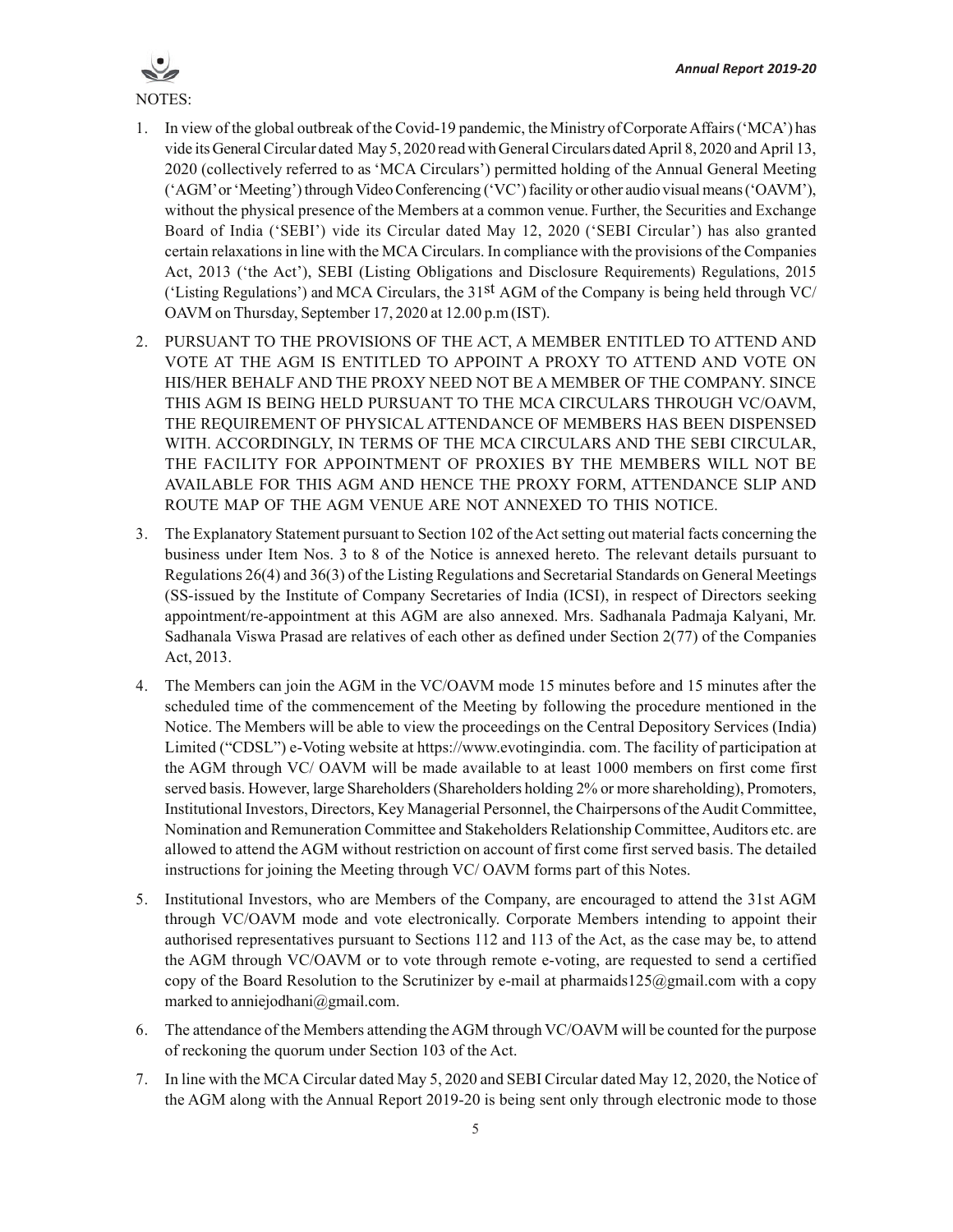NOTES:

1. In view of the global outbreak of the Covid-19 pandemic, the Ministry of Corporate Affairs ('MCA') has vide its General Circular dated May 5, 2020 read with General Circulars dated April 8, 2020 and April 13, 2020 (collectively referred to as 'MCA Circulars') permitted holding of the Annual General Meeting ('AGM' or 'Meeting') through Video Conferencing ('VC') facility or other audio visual means ('OAVM'), without the physical presence of the Members at a common venue. Further, the Securities and Exchange Board of India ('SEBI') vide its Circular dated May 12, 2020 ('SEBI Circular') has also granted certain relaxations in line with the MCA Circulars. In compliance with the provisions of the Companies Act, 2013 ('the Act'), SEBI (Listing Obligations and Disclosure Requirements) Regulations, 2015 ('Listing Regulations') and MCA Circulars, the 31st AGM of the Company is being held through VC/ OAVM on Thursday, September 17, 2020 at 12.00 p.m (IST).

2. PURSUANT TO THE PROVISIONS OF THE ACT, A MEMBER ENTITLED TO ATTEND AND VOTE AT THE AGM IS ENTITLED TO APPOINT A PROXY TO ATTEND AND VOTE ON HIS/HER BEHALF AND THE PROXY NEED NOT BE A MEMBER OF THE COMPANY. SINCE THIS AGM IS BEING HELD PURSUANT TO THE MCA CIRCULARS THROUGH VC/OAVM, THE REQUIREMENT OF PHYSICAL ATTENDANCE OF MEMBERS HAS BEEN DISPENSED WITH. ACCORDINGLY, IN TERMS OF THE MCA CIRCULARS AND THE SEBI CIRCULAR, THE FACILITY FOR APPOINTMENT OF PROXIES BY THE MEMBERS WILL NOT BE AVAILABLE FOR THIS AGM AND HENCE THE PROXY FORM, ATTENDANCE SLIP AND ROUTE MAP OF THE AGM VENUE ARE NOT ANNEXED TO THIS NOTICE.

3. The Explanatory Statement pursuant to Section 102 of the Act setting out material facts concerning the business under Item Nos. 3 to 8 of the Notice is annexed hereto. The relevant details pursuant to Regulations 26(4) and 36(3) of the Listing Regulations and Secretarial Standards on General Meetings (SS-issued by the Institute of Company Secretaries of India (ICSI), in respect of Directors seeking appointment/re-appointment at this AGM are also annexed. Mrs. Sadhanala Padmaja Kalyani, Mr. Sadhanala Viswa Prasad are relatives of each other as defined under Section 2(77) of the Companies Act, 2013.

4. The Members can join the AGM in the VC/OAVM mode 15 minutes before and 15 minutes after the scheduled time of the commencement of the Meeting by following the procedure mentioned in the Notice. The Members will be able to view the proceedings on the Central Depository Services (India) Limited ("CDSL") e-Voting website at https://www.evotingindia. com. The facility of participation at the AGM through VC/ OAVM will be made available to at least 1000 members on first come first served basis. However, large Shareholders (Shareholders holding 2% or more shareholding), Promoters, Institutional Investors, Directors, Key Managerial Personnel, the Chairpersons of the Audit Committee, Nomination and Remuneration Committee and Stakeholders Relationship Committee, Auditors etc. are allowed to attend the AGM without restriction on account of first come first served basis. The detailed instructions for joining the Meeting through VC/ OAVM forms part of this Notes.

5. Institutional Investors, who are Members of the Company, are encouraged to attend the 31st AGM through VC/OAVM mode and vote electronically. Corporate Members intending to appoint their authorised representatives pursuant to Sections 112 and 113 of the Act, as the case may be, to attend the AGM through VC/OAVM or to vote through remote e-voting, are requested to send a certified copy of the Board Resolution to the Scrutinizer by e-mail at pharmaids125@gmail.com with a copy marked to anniejodhani@gmail.com.

6. The attendance of the Members attending the AGM through VC/OAVM will be counted for the purpose of reckoning the quorum under Section 103 of the Act.

7. In line with the MCA Circular dated May 5, 2020 and SEBI Circular dated May 12, 2020, the Notice of the AGM along with the Annual Report 2019-20 is being sent only through electronic mode to those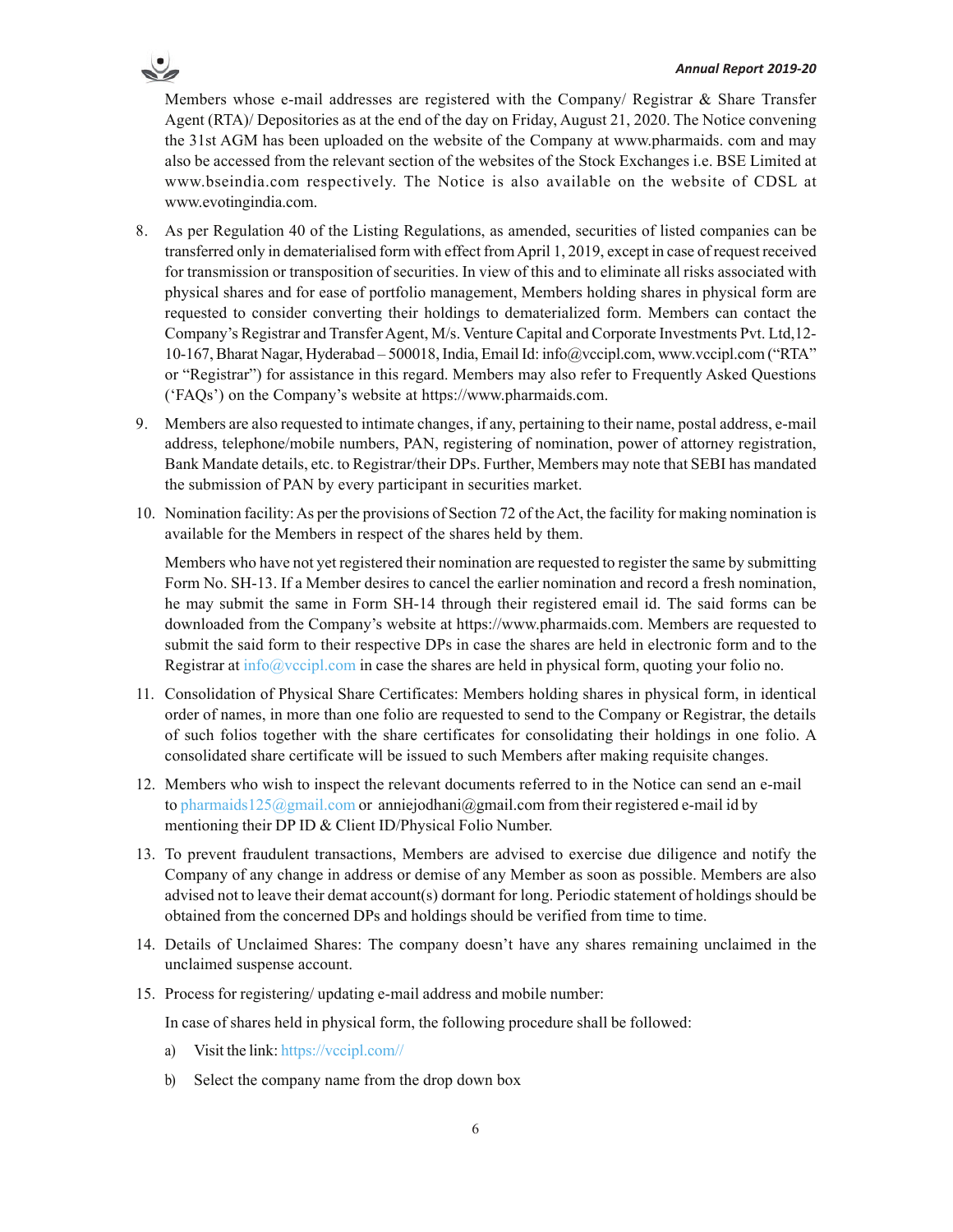Members whose e-mail addresses are registered with the Company/ Registrar & Share Transfer Agent (RTA)/ Depositories as at the end of the day on Friday, August 21, 2020. The Notice convening the 31st AGM has been uploaded on the website of the Company at www.pharmaids. com and may also be accessed from the relevant section of the websites of the Stock Exchanges i.e. BSE Limited at www.bseindia.com respectively. The Notice is also available on the website of CDSL at www.evotingindia.com.

8. As per Regulation 40 of the Listing Regulations, as amended, securities of listed companies can be transferred only in dematerialised form with effect from April 1, 2019, except in case of request received for transmission or transposition of securities. In view of this and to eliminate all risks associated with physical shares and for ease of portfolio management, Members holding shares in physical form are requested to consider converting their holdings to dematerialized form. Members can contact the Company's Registrar and Transfer Agent, M/s. Venture Capital and Corporate Investments Pvt. Ltd,12-10-167, Bharat Nagar, Hyderabad – 500018, India, Email Id: info@vccipl.com, www.vccipl.com ("RTA" or "Registrar") for assistance in this regard. Members may also refer to Frequently Asked Questions ('FAQs') on the Company's website at https://www.pharmaids.com.

9. Members are also requested to intimate changes, if any, pertaining to their name, postal address, e-mail address, telephone/mobile numbers, PAN, registering of nomination, power of attorney registration, Bank Mandate details, etc. to Registrar/their DPs. Further, Members may note that SEBI has mandated the submission of PAN by every participant in securities market.

10. Nomination facility: As per the provisions of Section 72 of the Act, the facility for making nomination is available for the Members in respect of the shares held by them.

    Members who have not yet registered their nomination are requested to register the same by submitting Form No. SH-13. If a Member desires to cancel the earlier nomination and record a fresh nomination, he may submit the same in Form SH-14 through their registered email id. The said forms can be downloaded from the Company's website at https://www.pharmaids.com. Members are requested to submit the said form to their respective DPs in case the shares are held in electronic form and to the Registrar at info@vccipl.com in case the shares are held in physical form, quoting your folio no.

11. Consolidation of Physical Share Certificates: Members holding shares in physical form, in identical order of names, in more than one folio are requested to send to the Company or Registrar, the details of such folios together with the share certificates for consolidating their holdings in one folio. A consolidated share certificate will be issued to such Members after making requisite changes.

12. Members who wish to inspect the relevant documents referred to in the Notice can send an e-mail to pharmaids125@gmail.com or anniejodhani@gmail.com from their registered e-mail id by mentioning their DP ID & Client ID/Physical Folio Number.

13. To prevent fraudulent transactions, Members are advised to exercise due diligence and notify the Company of any change in address or demise of any Member as soon as possible. Members are also advised not to leave their demat account(s) dormant for long. Periodic statement of holdings should be obtained from the concerned DPs and holdings should be verified from time to time.

14. Details of Unclaimed Shares: The company doesn't have any shares remaining unclaimed in the unclaimed suspense account.

15. Process for registering/ updating e-mail address and mobile number:

    In case of shares held in physical form, the following procedure shall be followed:

    a) Visit the link: https://vccipl.com//

    b) Select the company name from the drop down box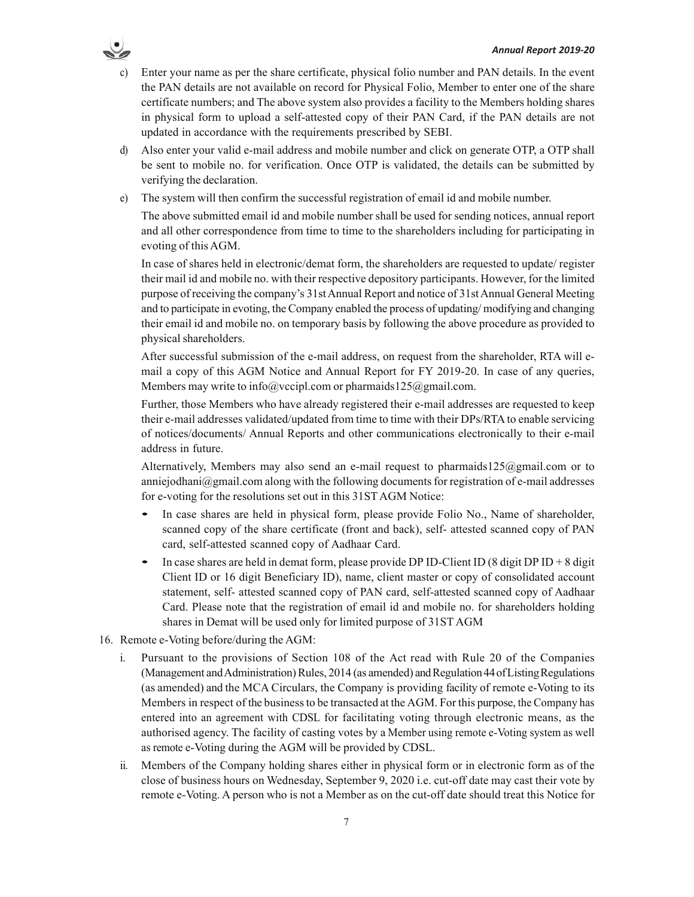c) Enter your name as per the share certificate, physical folio number and PAN details. In the event the PAN details are not available on record for Physical Folio, Member to enter one of the share certificate numbers; and The above system also provides a facility to the Members holding shares in physical form to upload a self-attested copy of their PAN Card, if the PAN details are not updated in accordance with the requirements prescribed by SEBI.

d) Also enter your valid e-mail address and mobile number and click on generate OTP, a OTP shall be sent to mobile no. for verification. Once OTP is validated, the details can be submitted by verifying the declaration.

e) The system will then confirm the successful registration of email id and mobile number.

The above submitted email id and mobile number shall be used for sending notices, annual report and all other correspondence from time to time to the shareholders including for participating in evoting of this AGM.

In case of shares held in electronic/demat form, the shareholders are requested to update/ register their mail id and mobile no. with their respective depository participants. However, for the limited purpose of receiving the company's 31st Annual Report and notice of 31st Annual General Meeting and to participate in evoting, the Company enabled the process of updating/ modifying and changing their email id and mobile no. on temporary basis by following the above procedure as provided to physical shareholders.

After successful submission of the e-mail address, on request from the shareholder, RTA will e-mail a copy of this AGM Notice and Annual Report for FY 2019-20. In case of any queries, Members may write to info@vccipl.com or pharmaids125@gmail.com.

Further, those Members who have already registered their e-mail addresses are requested to keep their e-mail addresses validated/updated from time to time with their DPs/RTA to enable servicing of notices/documents/ Annual Reports and other communications electronically to their e-mail address in future.

Alternatively, Members may also send an e-mail request to pharmaids125@gmail.com or to anniejodhani@gmail.com along with the following documents for registration of e-mail addresses for e-voting for the resolutions set out in this 31ST AGM Notice:

- In case shares are held in physical form, please provide Folio No., Name of shareholder, scanned copy of the share certificate (front and back), self- attested scanned copy of PAN card, self-attested scanned copy of Aadhaar Card.
- In case shares are held in demat form, please provide DP ID-Client ID (8 digit DP ID + 8 digit Client ID or 16 digit Beneficiary ID), name, client master or copy of consolidated account statement, self- attested scanned copy of PAN card, self-attested scanned copy of Aadhaar Card. Please note that the registration of email id and mobile no. for shareholders holding shares in Demat will be used only for limited purpose of 31ST AGM

16. Remote e-Voting before/during the AGM:

i. Pursuant to the provisions of Section 108 of the Act read with Rule 20 of the Companies (Management and Administration) Rules, 2014 (as amended) and Regulation 44 of Listing Regulations (as amended) and the MCA Circulars, the Company is providing facility of remote e-Voting to its Members in respect of the business to be transacted at the AGM. For this purpose, the Company has entered into an agreement with CDSL for facilitating voting through electronic means, as the authorised agency. The facility of casting votes by a Member using remote e-Voting system as well as remote e-Voting during the AGM will be provided by CDSL.

ii. Members of the Company holding shares either in physical form or in electronic form as of the close of business hours on Wednesday, September 9, 2020 i.e. cut-off date may cast their vote by remote e-Voting. A person who is not a Member as on the cut-off date should treat this Notice for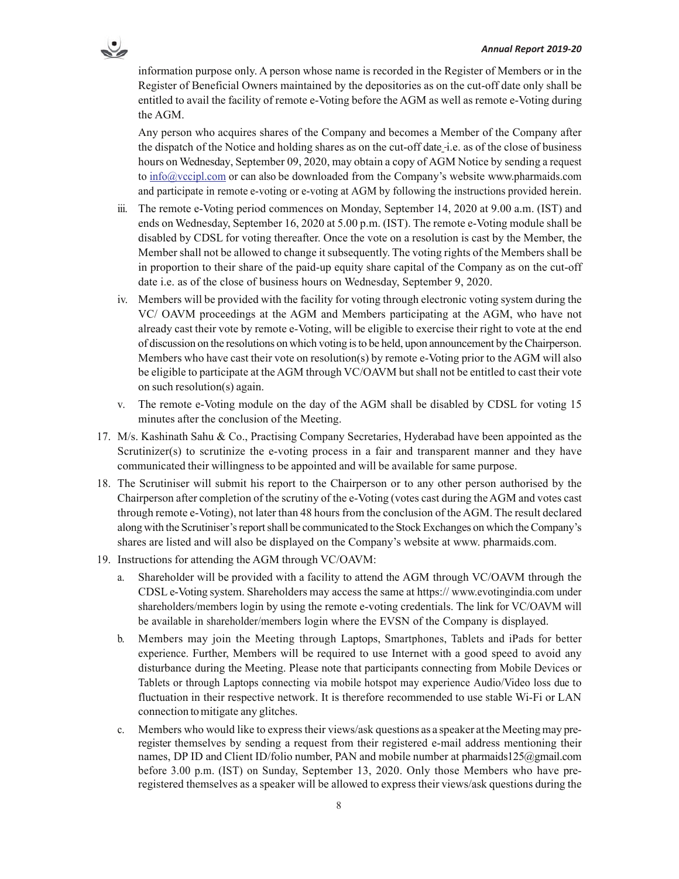information purpose only. A person whose name is recorded in the Register of Members or in the Register of Beneficial Owners maintained by the depositories as on the cut-off date only shall be entitled to avail the facility of remote e-Voting before the AGM as well as remote e-Voting during the AGM.

Any person who acquires shares of the Company and becomes a Member of the Company after the dispatch of the Notice and holding shares as on the cut-off date -i.e. as of the close of business hours on Wednesday, September 09, 2020, may obtain a copy of AGM Notice by sending a request to info@vccipl.com or can also be downloaded from the Company's website www.pharmaids.com and participate in remote e-voting or e-voting at AGM by following the instructions provided herein.

iii. The remote e-Voting period commences on Monday, September 14, 2020 at 9.00 a.m. (IST) and ends on Wednesday, September 16, 2020 at 5.00 p.m. (IST). The remote e-Voting module shall be disabled by CDSL for voting thereafter. Once the vote on a resolution is cast by the Member, the Member shall not be allowed to change it subsequently. The voting rights of the Members shall be in proportion to their share of the paid-up equity share capital of the Company as on the cut-off date i.e. as of the close of business hours on Wednesday, September 9, 2020.

iv. Members will be provided with the facility for voting through electronic voting system during the VC/ OAVM proceedings at the AGM and Members participating at the AGM, who have not already cast their vote by remote e-Voting, will be eligible to exercise their right to vote at the end of discussion on the resolutions on which voting is to be held, upon announcement by the Chairperson. Members who have cast their vote on resolution(s) by remote e-Voting prior to the AGM will also be eligible to participate at the AGM through VC/OAVM but shall not be entitled to cast their vote on such resolution(s) again.

v. The remote e-Voting module on the day of the AGM shall be disabled by CDSL for voting 15 minutes after the conclusion of the Meeting.

17. M/s. Kashinath Sahu & Co., Practising Company Secretaries, Hyderabad have been appointed as the Scrutinizer(s) to scrutinize the e-voting process in a fair and transparent manner and they have communicated their willingness to be appointed and will be available for same purpose.

18. The Scrutiniser will submit his report to the Chairperson or to any other person authorised by the Chairperson after completion of the scrutiny of the e-Voting (votes cast during the AGM and votes cast through remote e-Voting), not later than 48 hours from the conclusion of the AGM. The result declared along with the Scrutiniser's report shall be communicated to the Stock Exchanges on which the Company's shares are listed and will also be displayed on the Company's website at www. pharmaids.com.

19. Instructions for attending the AGM through VC/OAVM:

a. Shareholder will be provided with a facility to attend the AGM through VC/OAVM through the CDSL e-Voting system. Shareholders may access the same at https:// www.evotingindia.com under shareholders/members login by using the remote e-voting credentials. The link for VC/OAVM will be available in shareholder/members login where the EVSN of the Company is displayed.

b. Members may join the Meeting through Laptops, Smartphones, Tablets and iPads for better experience. Further, Members will be required to use Internet with a good speed to avoid any disturbance during the Meeting. Please note that participants connecting from Mobile Devices or Tablets or through Laptops connecting via mobile hotspot may experience Audio/Video loss due to fluctuation in their respective network. It is therefore recommended to use stable Wi-Fi or LAN connection to mitigate any glitches.

c. Members who would like to express their views/ask questions as a speaker at the Meeting may pre-register themselves by sending a request from their registered e-mail address mentioning their names, DP ID and Client ID/folio number, PAN and mobile number at pharmaids125@gmail.com before 3.00 p.m. (IST) on Sunday, September 13, 2020. Only those Members who have pre-registered themselves as a speaker will be allowed to express their views/ask questions during the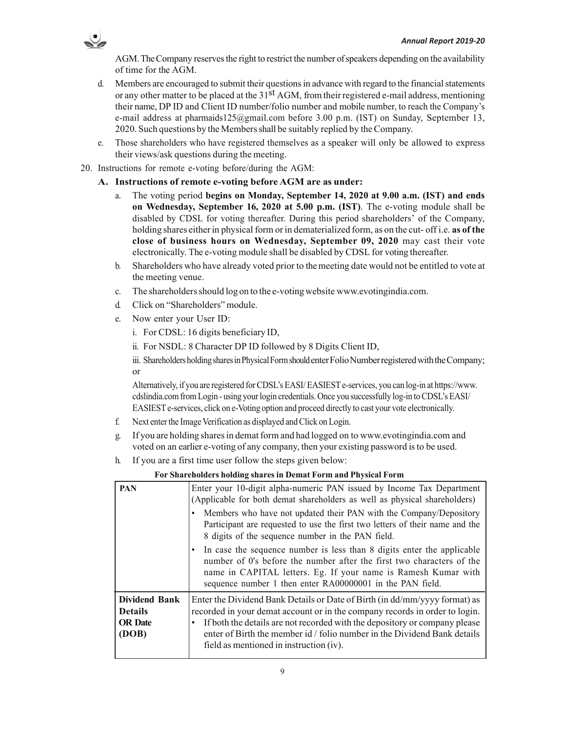AGM. The Company reserves the right to restrict the number of speakers depending on the availability of time for the AGM.

d. Members are encouraged to submit their questions in advance with regard to the financial statements or any other matter to be placed at the 31st AGM, from their registered e-mail address, mentioning their name, DP ID and Client ID number/folio number and mobile number, to reach the Company's e-mail address at pharmaids125@gmail.com before 3.00 p.m. (IST) on Sunday, September 13, 2020. Such questions by the Members shall be suitably replied by the Company.

e. Those shareholders who have registered themselves as a speaker will only be allowed to express their views/ask questions during the meeting.

20. Instructions for remote e-voting before/during the AGM:

**A. Instructions of remote e-voting before AGM are as under:**

a. The voting period **begins on Monday, September 14, 2020 at 9.00 a.m. (IST) and ends on Wednesday, September 16, 2020 at 5.00 p.m. (IST)**. The e-voting module shall be disabled by CDSL for voting thereafter. During this period shareholders' of the Company, holding shares either in physical form or in dematerialized form, as on the cut- off i.e. **as of the close of business hours on Wednesday, September 09, 2020** may cast their vote electronically. The e-voting module shall be disabled by CDSL for voting thereafter.

b. Shareholders who have already voted prior to the meeting date would not be entitled to vote at the meeting venue.

c. The shareholders should log on to the e-voting website www.evotingindia.com.

d. Click on "Shareholders" module.

e. Now enter your User ID:

i. For CDSL: 16 digits beneficiary ID,

ii. For NSDL: 8 Character DP ID followed by 8 Digits Client ID,

iii. Shareholders holding shares in Physical Form should enter Folio Number registered with the Company; or

Alternatively, if you are registered for CDSL's EASI/ EASIEST e-services, you can log-in at https://www.cdslindia.com from Login - using your login credentials. Once you successfully log-in to CDSL's EASI/ EASIEST e-services, click on e-Voting option and proceed directly to cast your vote electronically.

f. Next enter the Image Verification as displayed and Click on Login.

g. If you are holding shares in demat form and had logged on to www.evotingindia.com and voted on an earlier e-voting of any company, then your existing password is to be used.

h. If you are a first time user follow the steps given below:

**For Shareholders holding shares in Demat Form and Physical Form**

| | |
|---|---|
| **PAN** | Enter your 10-digit alpha-numeric PAN issued by Income Tax Department (Applicable for both demat shareholders as well as physical shareholders)<br>• Members who have not updated their PAN with the Company/Depository Participant are requested to use the first two letters of their name and the 8 digits of the sequence number in the PAN field.<br>• In case the sequence number is less than 8 digits enter the applicable number of 0's before the number after the first two characters of the name in CAPITAL letters. Eg. If your name is Ramesh Kumar with sequence number 1 then enter RA00000001 in the PAN field. |
| **Dividend Bank Details OR Date (DOB)** | Enter the Dividend Bank Details or Date of Birth (in dd/mm/yyyy format) as recorded in your demat account or in the company records in order to login.<br>• If both the details are not recorded with the depository or company please enter of Birth the member id / folio number in the Dividend Bank details field as mentioned in instruction (iv). |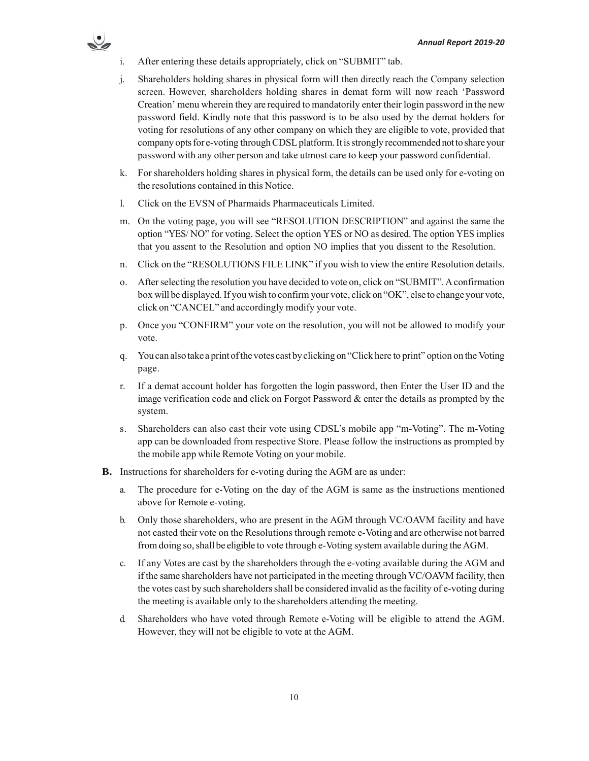i. After entering these details appropriately, click on "SUBMIT" tab.

j. Shareholders holding shares in physical form will then directly reach the Company selection screen. However, shareholders holding shares in demat form will now reach 'Password Creation' menu wherein they are required to mandatorily enter their login password in the new password field. Kindly note that this password is to be also used by the demat holders for voting for resolutions of any other company on which they are eligible to vote, provided that company opts for e-voting through CDSL platform. It is strongly recommended not to share your password with any other person and take utmost care to keep your password confidential.

k. For shareholders holding shares in physical form, the details can be used only for e-voting on the resolutions contained in this Notice.

l. Click on the EVSN of Pharmaids Pharmaceuticals Limited.

m. On the voting page, you will see "RESOLUTION DESCRIPTION" and against the same the option "YES/ NO" for voting. Select the option YES or NO as desired. The option YES implies that you assent to the Resolution and option NO implies that you dissent to the Resolution.

n. Click on the "RESOLUTIONS FILE LINK" if you wish to view the entire Resolution details.

o. After selecting the resolution you have decided to vote on, click on "SUBMIT". A confirmation box will be displayed. If you wish to confirm your vote, click on "OK", else to change your vote, click on "CANCEL" and accordingly modify your vote.

p. Once you "CONFIRM" your vote on the resolution, you will not be allowed to modify your vote.

q. You can also take a print of the votes cast by clicking on "Click here to print" option on the Voting page.

r. If a demat account holder has forgotten the login password, then Enter the User ID and the image verification code and click on Forgot Password & enter the details as prompted by the system.

s. Shareholders can also cast their vote using CDSL's mobile app "m-Voting". The m-Voting app can be downloaded from respective Store. Please follow the instructions as prompted by the mobile app while Remote Voting on your mobile.

**B.** Instructions for shareholders for e-voting during the AGM are as under:

a. The procedure for e-Voting on the day of the AGM is same as the instructions mentioned above for Remote e-voting.

b. Only those shareholders, who are present in the AGM through VC/OAVM facility and have not casted their vote on the Resolutions through remote e-Voting and are otherwise not barred from doing so, shall be eligible to vote through e-Voting system available during the AGM.

c. If any Votes are cast by the shareholders through the e-voting available during the AGM and if the same shareholders have not participated in the meeting through VC/OAVM facility, then the votes cast by such shareholders shall be considered invalid as the facility of e-voting during the meeting is available only to the shareholders attending the meeting.

d. Shareholders who have voted through Remote e-Voting will be eligible to attend the AGM. However, they will not be eligible to vote at the AGM.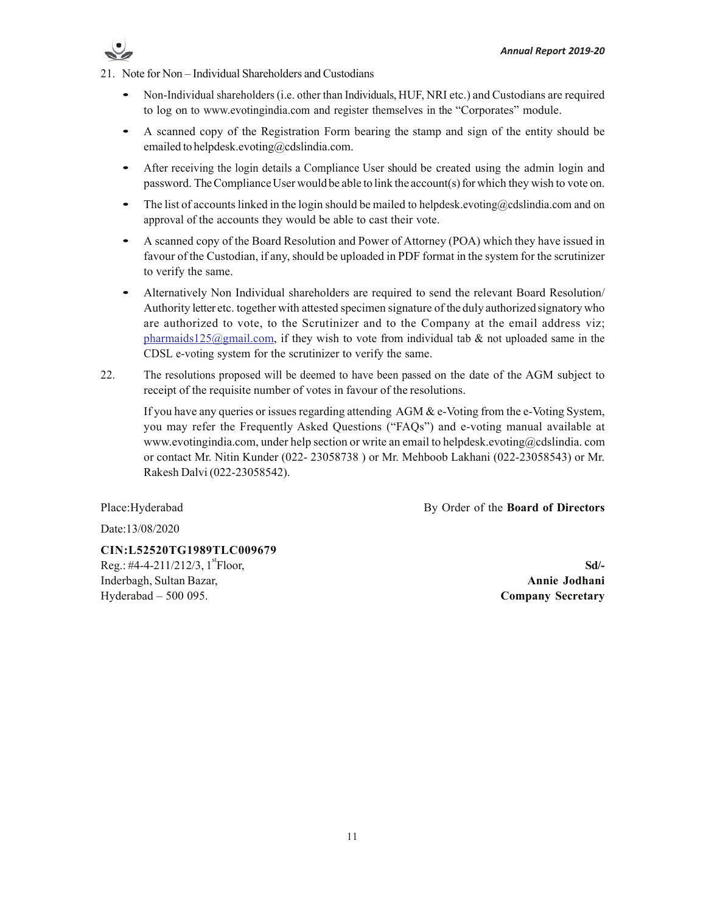21. Note for Non – Individual Shareholders and Custodians

    - Non-Individual shareholders (i.e. other than Individuals, HUF, NRI etc.) and Custodians are required to log on to www.evotingindia.com and register themselves in the "Corporates" module.
    - A scanned copy of the Registration Form bearing the stamp and sign of the entity should be emailed to helpdesk.evoting@cdslindia.com.
    - After receiving the login details a Compliance User should be created using the admin login and password. The Compliance User would be able to link the account(s) for which they wish to vote on.
    - The list of accounts linked in the login should be mailed to helpdesk.evoting@cdslindia.com and on approval of the accounts they would be able to cast their vote.
    - A scanned copy of the Board Resolution and Power of Attorney (POA) which they have issued in favour of the Custodian, if any, should be uploaded in PDF format in the system for the scrutinizer to verify the same.
    - Alternatively Non Individual shareholders are required to send the relevant Board Resolution/ Authority letter etc. together with attested specimen signature of the duly authorized signatory who are authorized to vote, to the Scrutinizer and to the Company at the email address viz; pharmaids125@gmail.com, if they wish to vote from individual tab & not uploaded same in the CDSL e-voting system for the scrutinizer to verify the same.

22. The resolutions proposed will be deemed to have been passed on the date of the AGM subject to receipt of the requisite number of votes in favour of the resolutions.

    If you have any queries or issues regarding attending AGM & e-Voting from the e-Voting System, you may refer the Frequently Asked Questions ("FAQs") and e-voting manual available at www.evotingindia.com, under help section or write an email to helpdesk.evoting@cdslindia. com or contact Mr. Nitin Kunder (022- 23058738 ) or Mr. Mehboob Lakhani (022-23058543) or Mr. Rakesh Dalvi (022-23058542).

Place:Hyderabad

Date:13/08/2020

By Order of the **Board of Directors**

**CIN:L52520TG1989TLC009679**
Reg.: #4-4-211/212/3, 1st Floor,
Inderbagh, Sultan Bazar,
Hyderabad – 500 095.

**Sd/-**
**Annie Jodhani**
**Company Secretary**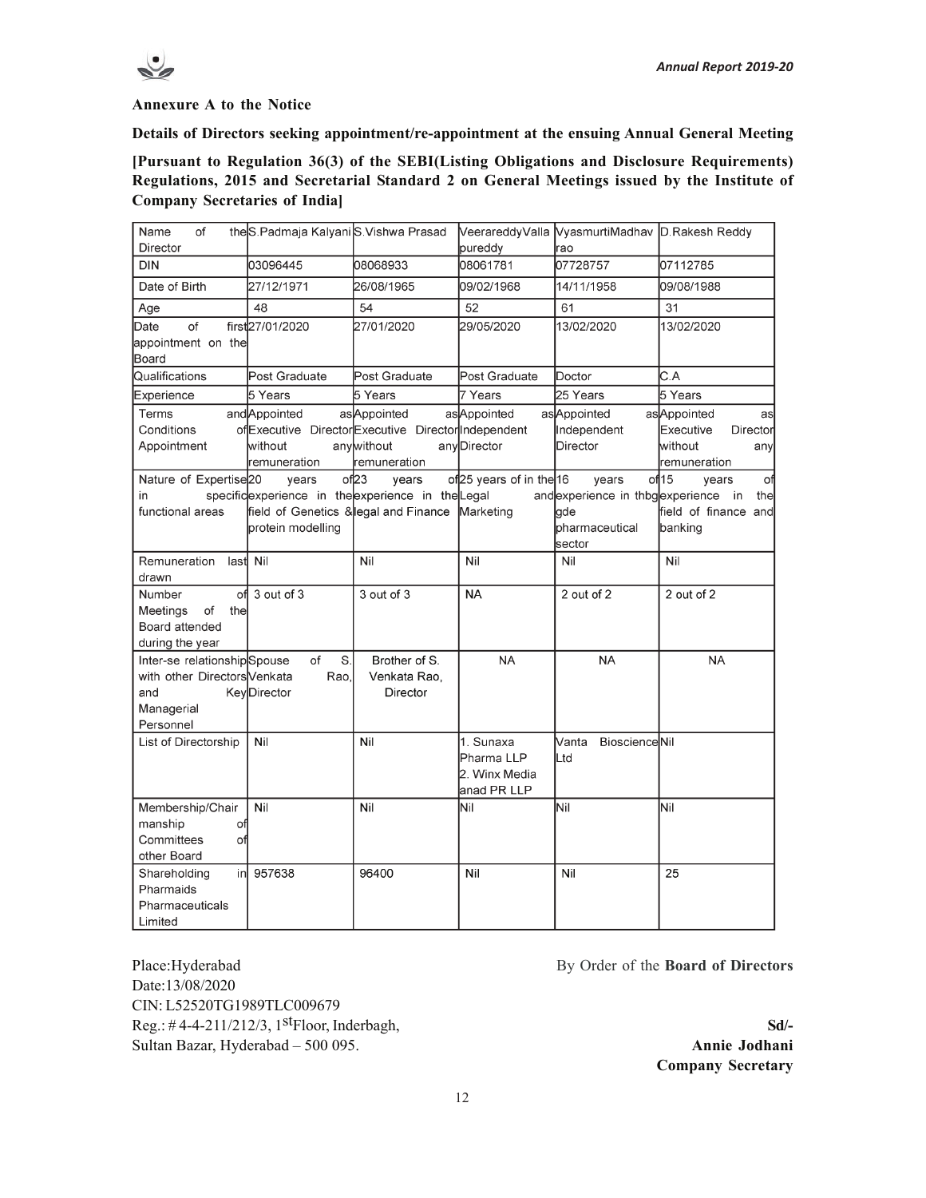**Annexure A to the Notice**

**Details of Directors seeking appointment/re-appointment at the ensuing Annual General Meeting**

**[Pursuant to Regulation 36(3) of the SEBI(Listing Obligations and Disclosure Requirements) Regulations, 2015 and Secretarial Standard 2 on General Meetings issued by the Institute of Company Secretaries of India]**

| Name of the Director | S.Padmaja Kalyani | S.Vishwa Prasad | VeerareddyVallapureddy | VyasmurtiMadhavrao | D.Rakesh Reddy |
|---|---|---|---|---|---|
| DIN | 03096445 | 08068933 | 08061781 | 07728757 | 07112785 |
| Date of Birth | 27/12/1971 | 26/08/1965 | 09/02/1968 | 14/11/1958 | 09/08/1988 |
| Age | 48 | 54 | 52 | 61 | 31 |
| Date of first appointment on the Board | 27/01/2020 | 27/01/2020 | 29/05/2020 | 13/02/2020 | 13/02/2020 |
| Qualifications | Post Graduate | Post Graduate | Post Graduate | Doctor | C.A |
| Experience | 5 Years | 5 Years | 7 Years | 25 Years | 5 Years |
| Terms and Conditions of Appointment | Appointed as Executive Director without any remuneration | Appointed as Executive Director without any remuneration | Appointed as Independent Director | Appointed as Independent Director | Appointed as Executive Director without any remuneration |
| Nature of Expertise in specific functional areas | 20 years of experience in the field of Genetics & protein modelling | 23 years of experience in the legal and Finance | 25 years of in the Legal and Marketing | 16 years of experience in thbggde pharmaceutical sector | 15 years of experience in the field of finance and banking |
| Remuneration last drawn | Nil | Nil | Nil | Nil | Nil |
| Number of Meetings of the Board attended during the year | 3 out of 3 | 3 out of 3 | NA | 2 out of 2 | 2 out of 2 |
| Inter-se relationship with other Directors and Key Managerial Personnel | Spouse of S. Venkata Rao, Director | Brother of S. Venkata Rao, Director | NA | NA | NA |
| List of Directorship | Nil | Nil | 1. Sunaxa Pharma LLP 2. Winx Media anad PR LLP | Vanta Bioscience Ltd | Nil |
| Membership/Chairmanship of Committees of other Board | Nil | Nil | Nil | Nil | Nil |
| Shareholding in Pharmaids Pharmaceuticals Limited | 957638 | 96400 | Nil | Nil | 25 |

Place:Hyderabad
Date:13/08/2020
CIN: L52520TG1989TLC009679
Reg.: # 4-4-211/212/3, 1st Floor, Inderbagh,
Sultan Bazar, Hyderabad – 500 095.

By Order of the **Board of Directors**

**Sd/-**
**Annie Jodhani**
**Company Secretary**